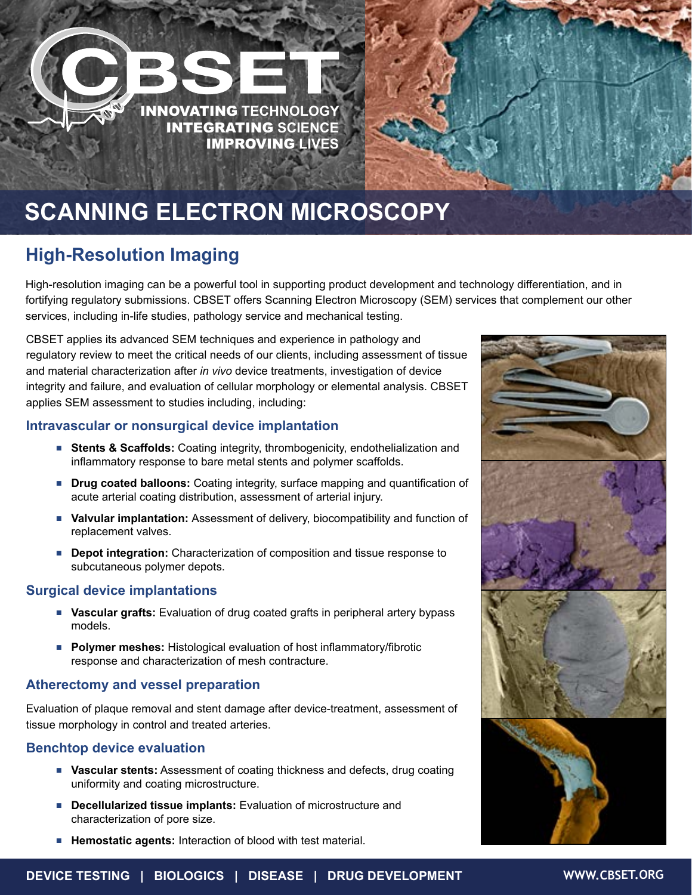CBSET

INNOVATING TECHNOLOGY
INTEGRATING SCIENCE
IMPROVING LIVES

# SCANNING ELECTRON MICROSCOPY

## High-Resolution Imaging

High-resolution imaging can be a powerful tool in supporting product development and technology differentiation, and in fortifying regulatory submissions. CBSET offers Scanning Electron Microscopy (SEM) services that complement our other services, including in-life studies, pathology service and mechanical testing.

CBSET applies its advanced SEM techniques and experience in pathology and regulatory review to meet the critical needs of our clients, including assessment of tissue and material characterization after *in vivo* device treatments, investigation of device integrity and failure, and evaluation of cellular morphology or elemental analysis. CBSET applies SEM assessment to studies including, including:

### Intravascular or nonsurgical device implantation

- **Stents & Scaffolds:** Coating integrity, thrombogenicity, endothelialization and inflammatory response to bare metal stents and polymer scaffolds.
- **Drug coated balloons:** Coating integrity, surface mapping and quantification of acute arterial coating distribution, assessment of arterial injury.
- **Valvular implantation:** Assessment of delivery, biocompatibility and function of replacement valves.
- **Depot integration:** Characterization of composition and tissue response to subcutaneous polymer depots.

### Surgical device implantations

- **Vascular grafts:** Evaluation of drug coated grafts in peripheral artery bypass models.
- **Polymer meshes:** Histological evaluation of host inflammatory/fibrotic response and characterization of mesh contracture.

### Atherectomy and vessel preparation

Evaluation of plaque removal and stent damage after device-treatment, assessment of tissue morphology in control and treated arteries.

### Benchtop device evaluation

- **Vascular stents:** Assessment of coating thickness and defects, drug coating uniformity and coating microstructure.
- **Decellularized tissue implants:** Evaluation of microstructure and characterization of pore size.
- **Hemostatic agents:** Interaction of blood with test material.

DEVICE TESTING | BIOLOGICS | DISEASE | DRUG DEVELOPMENT

WWW.CBSET.ORG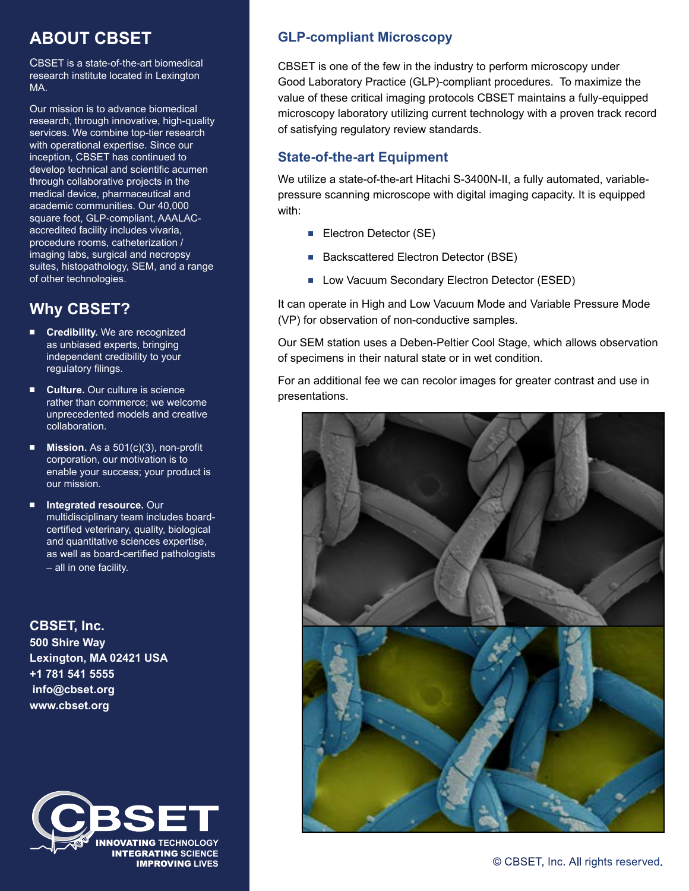## ABOUT CBSET

CBSET is a state-of-the-art biomedical research institute located in Lexington MA.

Our mission is to advance biomedical research, through innovative, high-quality services. We combine top-tier research with operational expertise. Since our inception, CBSET has continued to develop technical and scientific acumen through collaborative projects in the medical device, pharmaceutical and academic communities. Our 40,000 square foot, GLP-compliant, AAALAC-accredited facility includes vivaria, procedure rooms, catheterization / imaging labs, surgical and necropsy suites, histopathology, SEM, and a range of other technologies.

## Why CBSET?

- **Credibility.** We are recognized as unbiased experts, bringing independent credibility to your regulatory filings.
- **Culture.** Our culture is science rather than commerce; we welcome unprecedented models and creative collaboration.
- **Mission.** As a 501(c)(3), non-profit corporation, our motivation is to enable your success; your product is our mission.
- **Integrated resource.** Our multidisciplinary team includes board-certified veterinary, quality, biological and quantitative sciences expertise, as well as board-certified pathologists – all in one facility.

**CBSET, Inc.**
**500 Shire Way**
**Lexington, MA 02421 USA**
**+1 781 541 5555**
**info@cbset.org**
**www.cbset.org**

CBSET
INNOVATING TECHNOLOGY
INTEGRATING SCIENCE
IMPROVING LIVES

### GLP-compliant Microscopy

CBSET is one of the few in the industry to perform microscopy under Good Laboratory Practice (GLP)-compliant procedures. To maximize the value of these critical imaging protocols CBSET maintains a fully-equipped microscopy laboratory utilizing current technology with a proven track record of satisfying regulatory review standards.

### State-of-the-art Equipment

We utilize a state-of-the-art Hitachi S-3400N-II, a fully automated, variable-pressure scanning microscope with digital imaging capacity. It is equipped with:

- Electron Detector (SE)
- Backscattered Electron Detector (BSE)
- Low Vacuum Secondary Electron Detector (ESED)

It can operate in High and Low Vacuum Mode and Variable Pressure Mode (VP) for observation of non-conductive samples.

Our SEM station uses a Deben-Peltier Cool Stage, which allows observation of specimens in their natural state or in wet condition.

For an additional fee we can recolor images for greater contrast and use in presentations.

© CBSET, Inc. All rights reserved.